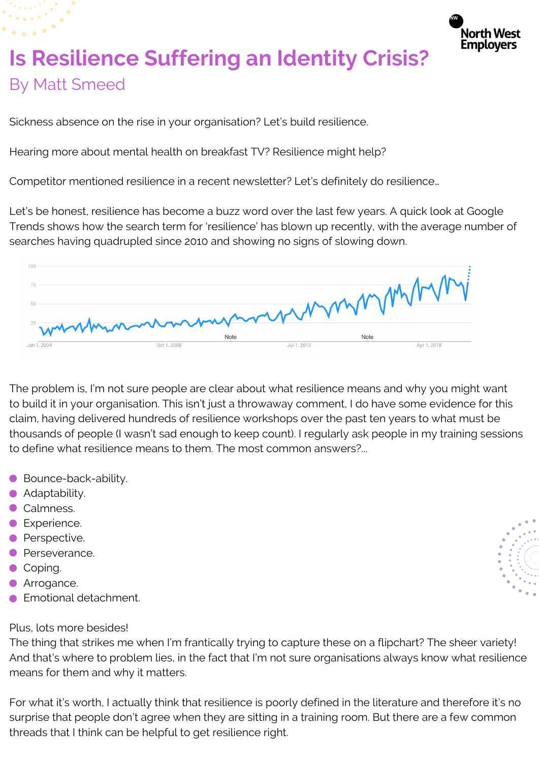# Is Resilience Suffering an Identity Crisis?

## By Matt Smeed

Sickness absence on the rise in your organisation? Let's build resilience.

Hearing more about mental health on breakfast TV? Resilience might help?

Competitor mentioned resilience in a recent newsletter? Let's definitely do resilience…

Let's be honest, resilience has become a buzz word over the last few years. A quick look at Google Trends shows how the search term for 'resilience' has blown up recently, with the average number of searches having quadrupled since 2010 and showing no signs of slowing down.

The problem is, I'm not sure people are clear about what resilience means and why you might want to build it in your organisation. This isn't just a throwaway comment, I do have some evidence for this claim, having delivered hundreds of resilience workshops over the past ten years to what must be thousands of people (I wasn't sad enough to keep count). I regularly ask people in my training sessions to define what resilience means to them. The most common answers?...

- Bounce-back-ability.
- Adaptability.
- Calmness.
- Experience.
- Perspective.
- Perseverance.
- Coping.
- Arrogance.
- Emotional detachment.

Plus, lots more besides!
The thing that strikes me when I'm frantically trying to capture these on a flipchart? The sheer variety! And that's where to problem lies, in the fact that I'm not sure organisations always know what resilience means for them and why it matters.

For what it's worth, I actually think that resilience is poorly defined in the literature and therefore it's no surprise that people don't agree when they are sitting in a training room. But there are a few common threads that I think can be helpful to get resilience right.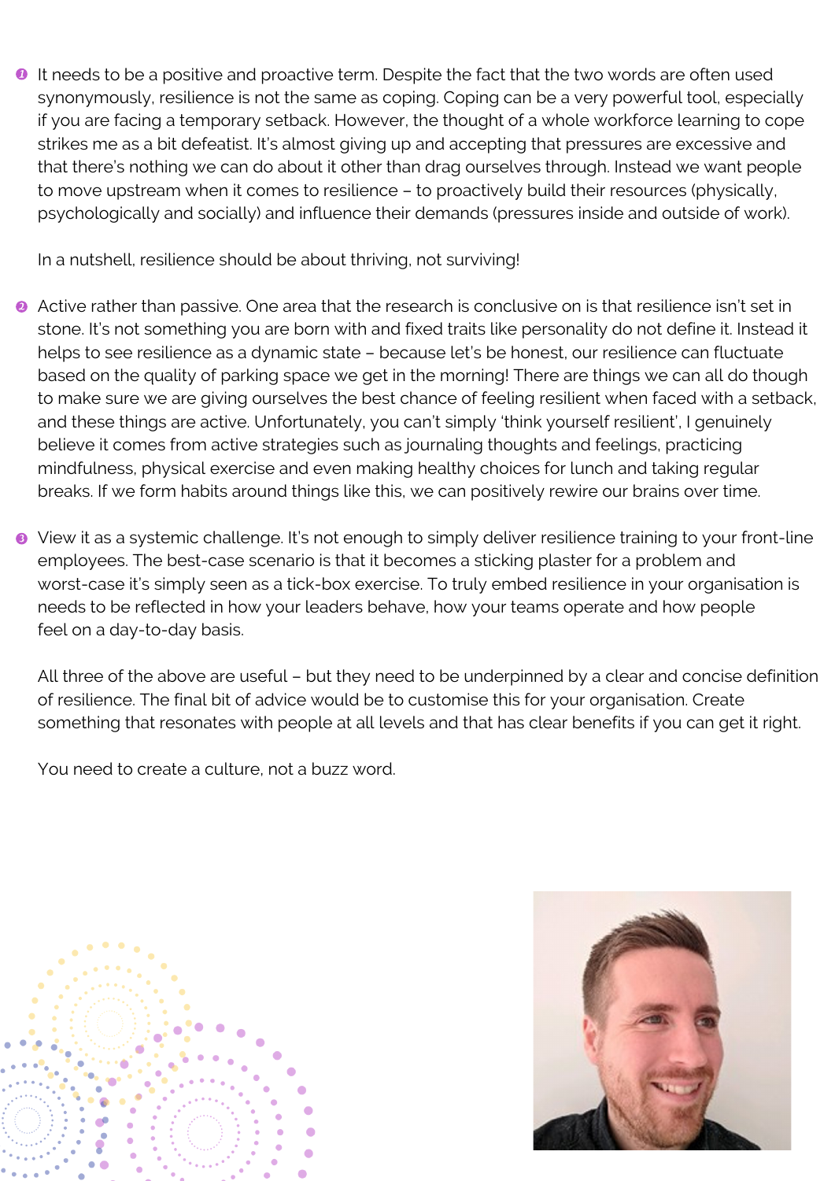1. It needs to be a positive and proactive term. Despite the fact that the two words are often used synonymously, resilience is not the same as coping. Coping can be a very powerful tool, especially if you are facing a temporary setback. However, the thought of a whole workforce learning to cope strikes me as a bit defeatist. It's almost giving up and accepting that pressures are excessive and that there's nothing we can do about it other than drag ourselves through. Instead we want people to move upstream when it comes to resilience – to proactively build their resources (physically, psychologically and socially) and influence their demands (pressures inside and outside of work).

   In a nutshell, resilience should be about thriving, not surviving!

2. Active rather than passive. One area that the research is conclusive on is that resilience isn't set in stone. It's not something you are born with and fixed traits like personality do not define it. Instead it helps to see resilience as a dynamic state – because let's be honest, our resilience can fluctuate based on the quality of parking space we get in the morning! There are things we can all do though to make sure we are giving ourselves the best chance of feeling resilient when faced with a setback, and these things are active. Unfortunately, you can't simply 'think yourself resilient', I genuinely believe it comes from active strategies such as journaling thoughts and feelings, practicing mindfulness, physical exercise and even making healthy choices for lunch and taking regular breaks. If we form habits around things like this, we can positively rewire our brains over time.

3. View it as a systemic challenge. It's not enough to simply deliver resilience training to your front-line employees. The best-case scenario is that it becomes a sticking plaster for a problem and worst-case it's simply seen as a tick-box exercise. To truly embed resilience in your organisation is needs to be reflected in how your leaders behave, how your teams operate and how people feel on a day-to-day basis.

   All three of the above are useful – but they need to be underpinned by a clear and concise definition of resilience. The final bit of advice would be to customise this for your organisation. Create something that resonates with people at all levels and that has clear benefits if you can get it right.

   You need to create a culture, not a buzz word.